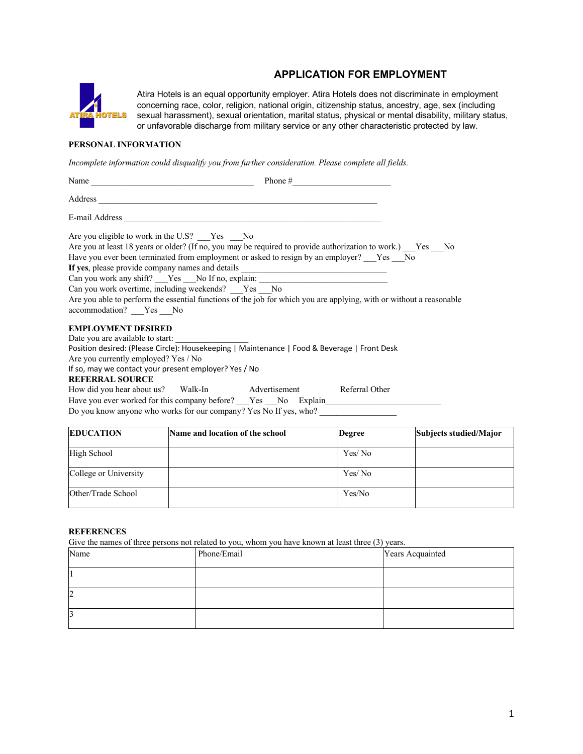# APPLICATION FOR EMPLOYMENT

Atira Hotels is an equal opportunity employer. Atira Hotels does not discriminate in employment concerning race, color, religion, national origin, citizenship status, ancestry, age, sex (including sexual harassment), sexual orientation, marital status, physical or mental disability, military status, or unfavorable discharge from military service or any other characteristic protected by law.

**PERSONAL INFORMATION**

*Incomplete information could disqualify you from further consideration. Please complete all fields.*

Name ______________________________________ Phone #______________________

Address ________________________________________________________________

E-mail Address ____________________________________________________________

Are you eligible to work in the U.S? ___Yes ___No

Are you at least 18 years or older? (If no, you may be required to provide authorization to work.) ___Yes ___No

Have you ever been terminated from employment or asked to resign by an employer? ___Yes ___No

**If yes**, please provide company names and details ________________________________

Can you work any shift? ___Yes ___No If no, explain: ________________________________

Can you work overtime, including weekends? ___Yes ___No

Are you able to perform the essential functions of the job for which you are applying, with or without a reasonable accommodation? ___Yes ___No

**EMPLOYMENT DESIRED**

Date you are available to start: _________________

Position desired: (Please Circle): Housekeeping | Maintenance | Food & Beverage | Front Desk

Are you currently employed? Yes / No

If so, may we contact your present employer? Yes / No

**REFERRAL SOURCE**

How did you hear about us? Walk-In Advertisement Referral Other

Have you ever worked for this company before? ___Yes ___No Explain__________________________

Do you know anyone who works for our company? Yes No If yes, who? __________________

| **EDUCATION** | **Name and location of the school** | **Degree** | **Subjects studied/Major** |
|---|---|---|---|
| High School | | Yes/ No | |
| College or University | | Yes/ No | |
| Other/Trade School | | Yes/No | |

**REFERENCES**

Give the names of three persons not related to you, whom you have known at least three (3) years.

| Name | Phone/Email | Years Acquainted |
|---|---|---|
| 1 | | |
| 2 | | |
| 3 | | |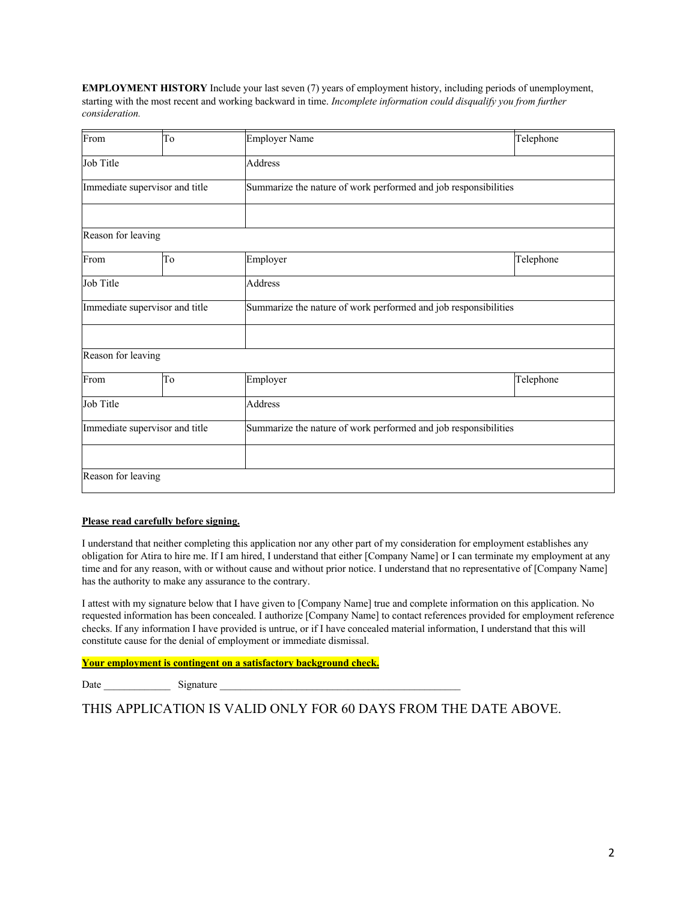**EMPLOYMENT HISTORY** Include your last seven (7) years of employment history, including periods of unemployment, starting with the most recent and working backward in time. *Incomplete information could disqualify you from further consideration.*

| | | | |
|---|---|---|---|
| From | To | Employer Name | Telephone |
| Job Title | | Address | |
| Immediate supervisor and title | | Summarize the nature of work performed and job responsibilities | |
| | | | |
| Reason for leaving | | | |
| From | To | Employer | Telephone |
| Job Title | | Address | |
| Immediate supervisor and title | | Summarize the nature of work performed and job responsibilities | |
| | | | |
| Reason for leaving | | | |
| From | To | Employer | Telephone |
| Job Title | | Address | |
| Immediate supervisor and title | | Summarize the nature of work performed and job responsibilities | |
| | | | |
| Reason for leaving | | | |

**Please read carefully before signing.**

I understand that neither completing this application nor any other part of my consideration for employment establishes any obligation for Atira to hire me. If I am hired, I understand that either [Company Name] or I can terminate my employment at any time and for any reason, with or without cause and without prior notice. I understand that no representative of [Company Name] has the authority to make any assurance to the contrary.

I attest with my signature below that I have given to [Company Name] true and complete information on this application. No requested information has been concealed. I authorize [Company Name] to contact references provided for employment reference checks. If any information I have provided is untrue, or if I have concealed material information, I understand that this will constitute cause for the denial of employment or immediate dismissal.

**Your employment is contingent on a satisfactory background check.**

Date _____________ Signature _______________________________________________

THIS APPLICATION IS VALID ONLY FOR 60 DAYS FROM THE DATE ABOVE.